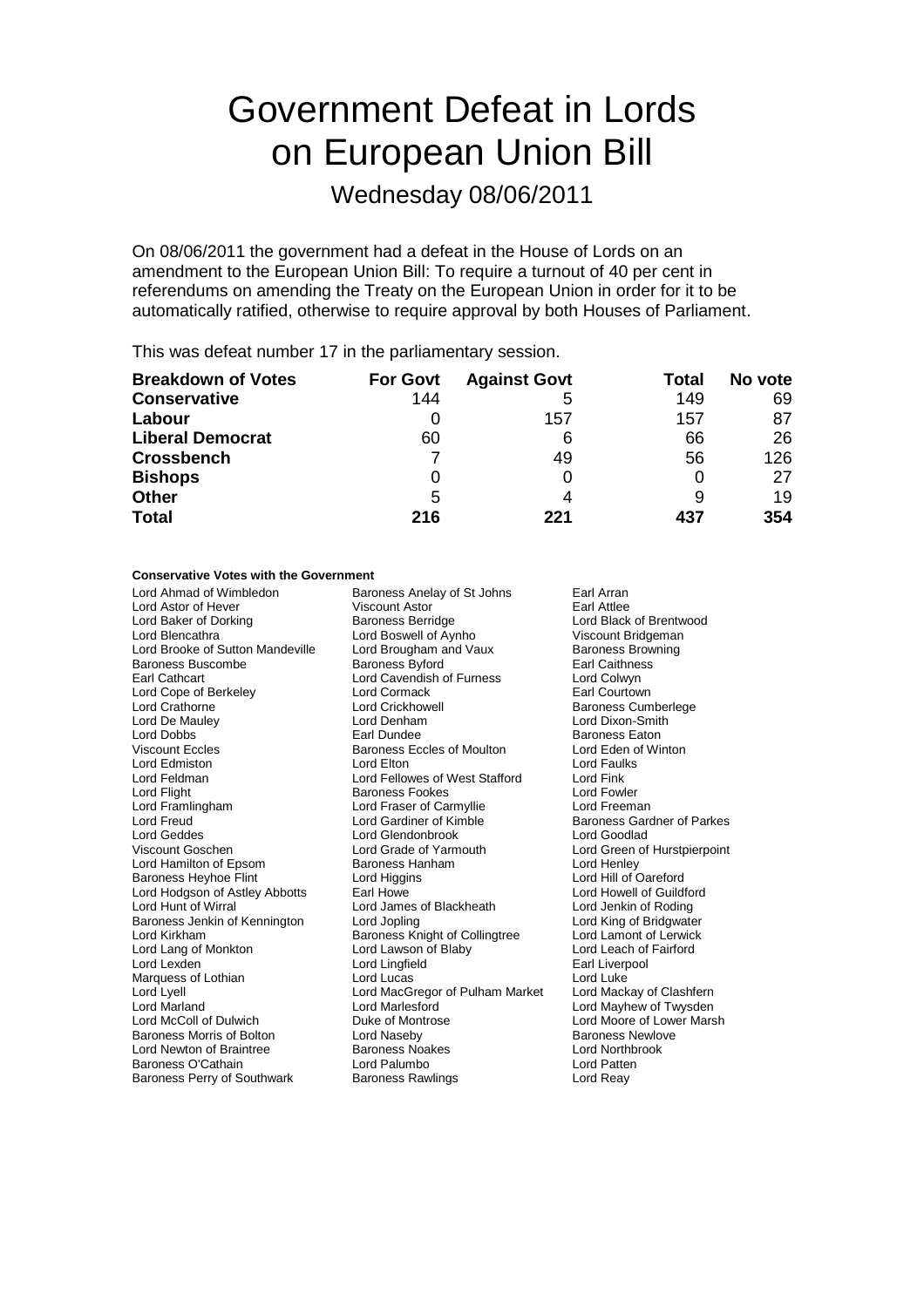# Government Defeat in Lords on European Union Bill

## Wednesday 08/06/2011

On 08/06/2011 the government had a defeat in the House of Lords on an amendment to the European Union Bill: To require a turnout of 40 per cent in referendums on amending the Treaty on the European Union in order for it to be automatically ratified, otherwise to require approval by both Houses of Parliament.

This was defeat number 17 in the parliamentary session.

| Breakdown of Votes | For Govt | Against Govt | Total | No vote |
|---|---|---|---|---|
| **Conservative** | 144 | 5 | 149 | 69 |
| **Labour** | 0 | 157 | 157 | 87 |
| **Liberal Democrat** | 60 | 6 | 66 | 26 |
| **Crossbench** | 7 | 49 | 56 | 126 |
| **Bishops** | 0 | 0 | 0 | 27 |
| **Other** | 5 | 4 | 9 | 19 |
| **Total** | **216** | **221** | **437** | **354** |

**Conservative Votes with the Government**

Lord Ahmad of Wimbledon, Baroness Anelay of St Johns, Earl Arran, Lord Astor of Hever, Viscount Astor, Earl Attlee, Lord Baker of Dorking, Baroness Berridge, Lord Black of Brentwood, Lord Blencathra, Lord Boswell of Aynho, Viscount Bridgeman, Lord Brooke of Sutton Mandeville, Lord Brougham and Vaux, Baroness Browning, Baroness Buscombe, Baroness Byford, Earl Caithness, Earl Cathcart, Lord Cavendish of Furness, Lord Colwyn, Lord Cope of Berkeley, Lord Cormack, Earl Courtown, Lord Crathorne, Lord Crickhowell, Baroness Cumberlege, Lord De Mauley, Lord Denham, Lord Dixon-Smith, Lord Dobbs, Earl Dundee, Baroness Eaton, Viscount Eccles, Baroness Eccles of Moulton, Lord Eden of Winton, Lord Edmiston, Lord Elton, Lord Faulks, Lord Feldman, Lord Fellowes of West Stafford, Lord Fink, Lord Flight, Baroness Fookes, Lord Fowler, Lord Framlingham, Lord Fraser of Carmyllie, Lord Freeman, Lord Freud, Lord Gardiner of Kimble, Baroness Gardner of Parkes, Lord Geddes, Lord Glendonbrook, Lord Goodlad, Viscount Goschen, Lord Grade of Yarmouth, Lord Green of Hurstpierpoint, Lord Hamilton of Epsom, Baroness Hanham, Lord Henley, Baroness Heyhoe Flint, Lord Higgins, Lord Hill of Oareford, Lord Hodgson of Astley Abbotts, Earl Howe, Lord Howell of Guildford, Lord Hunt of Wirral, Lord James of Blackheath, Lord Jenkin of Roding, Baroness Jenkin of Kennington, Lord Jopling, Lord King of Bridgwater, Lord Kirkham, Baroness Knight of Collingtree, Lord Lamont of Lerwick, Lord Lang of Monkton, Lord Lawson of Blaby, Lord Leach of Fairford, Lord Lexden, Lord Lingfield, Earl Liverpool, Marquess of Lothian, Lord Lucas, Lord Luke, Lord Lyell, Lord MacGregor of Pulham Market, Lord Mackay of Clashfern, Lord Marland, Lord Marlesford, Lord Mayhew of Twysden, Lord McColl of Dulwich, Duke of Montrose, Lord Moore of Lower Marsh, Baroness Morris of Bolton, Lord Naseby, Baroness Newlove, Lord Newton of Braintree, Baroness Noakes, Lord Northbrook, Baroness O'Cathain, Lord Palumbo, Lord Patten, Baroness Perry of Southwark, Baroness Rawlings, Lord Reay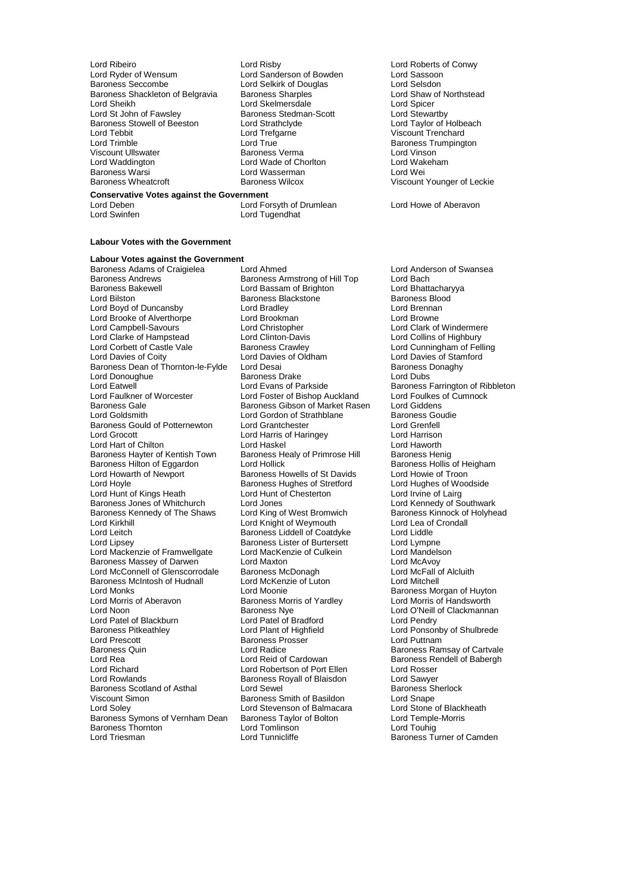Lord Ribeiro
Lord Risby
Lord Roberts of Conwy
Lord Ryder of Wensum
Lord Sanderson of Bowden
Lord Sassoon
Baroness Seccombe
Lord Selkirk of Douglas
Lord Selsdon
Baroness Shackleton of Belgravia
Baroness Sharples
Lord Shaw of Northstead
Lord Sheikh
Lord Skelmersdale
Lord Spicer
Lord St John of Fawsley
Baroness Stedman-Scott
Lord Stewartby
Baroness Stowell of Beeston
Lord Strathclyde
Lord Taylor of Holbeach
Lord Tebbit
Lord Trefgarne
Viscount Trenchard
Lord Trimble
Lord True
Baroness Trumpington
Viscount Ullswater
Baroness Verma
Lord Vinson
Lord Waddington
Lord Wade of Chorlton
Lord Wakeham
Baroness Warsi
Lord Wasserman
Lord Wei
Baroness Wheatcroft
Baroness Wilcox
Viscount Younger of Leckie

**Conservative Votes against the Government**

Lord Deben
Lord Forsyth of Drumlean
Lord Howe of Aberavon
Lord Swinfen
Lord Tugendhat

**Labour Votes with the Government**

**Labour Votes against the Government**

Baroness Adams of Craigielea
Lord Ahmed
Lord Anderson of Swansea
Baroness Andrews
Baroness Armstrong of Hill Top
Lord Bach
Baroness Bakewell
Lord Bassam of Brighton
Lord Bhattacharyya
Lord Bilston
Baroness Blackstone
Baroness Blood
Lord Boyd of Duncansby
Lord Bradley
Lord Brennan
Lord Brooke of Alverthorpe
Lord Brookman
Lord Browne
Lord Campbell-Savours
Lord Christopher
Lord Clark of Windermere
Lord Clarke of Hampstead
Lord Clinton-Davis
Lord Collins of Highbury
Lord Corbett of Castle Vale
Baroness Crawley
Lord Cunningham of Felling
Lord Davies of Coity
Lord Davies of Oldham
Lord Davies of Stamford
Baroness Dean of Thornton-le-Fylde
Lord Desai
Baroness Donaghy
Lord Donoughue
Baroness Drake
Lord Dubs
Lord Eatwell
Lord Evans of Parkside
Baroness Farrington of Ribbleton
Lord Faulkner of Worcester
Lord Foster of Bishop Auckland
Lord Foulkes of Cumnock
Baroness Gale
Baroness Gibson of Market Rasen
Lord Giddens
Lord Goldsmith
Lord Gordon of Strathblane
Baroness Goudie
Baroness Gould of Potternewton
Lord Grantchester
Lord Grenfell
Lord Grocott
Lord Harris of Haringey
Lord Harrison
Lord Hart of Chilton
Lord Haskel
Lord Haworth
Baroness Hayter of Kentish Town
Baroness Healy of Primrose Hill
Baroness Henig
Baroness Hilton of Eggardon
Lord Hollick
Baroness Hollis of Heigham
Lord Howarth of Newport
Baroness Howells of St Davids
Lord Howie of Troon
Lord Hoyle
Baroness Hughes of Stretford
Lord Hughes of Woodside
Lord Hunt of Kings Heath
Lord Hunt of Chesterton
Lord Irvine of Lairg
Baroness Jones of Whitchurch
Lord Jones
Lord Kennedy of Southwark
Baroness Kennedy of The Shaws
Lord King of West Bromwich
Baroness Kinnock of Holyhead
Lord Kirkhill
Lord Knight of Weymouth
Lord Lea of Crondall
Lord Leitch
Baroness Liddell of Coatdyke
Lord Liddle
Lord Lipsey
Baroness Lister of Burtersett
Lord Lympne
Lord Mackenzie of Framwellgate
Lord MacKenzie of Culkein
Lord Mandelson
Baroness Massey of Darwen
Lord Maxton
Lord McAvoy
Lord McConnell of Glenscorrodale
Baroness McDonagh
Lord McFall of Alcluith
Baroness McIntosh of Hudnall
Lord McKenzie of Luton
Lord Mitchell
Lord Monks
Lord Moonie
Baroness Morgan of Huyton
Lord Morris of Aberavon
Baroness Morris of Yardley
Lord Morris of Handsworth
Lord Noon
Baroness Nye
Lord O'Neill of Clackmannan
Lord Patel of Blackburn
Lord Patel of Bradford
Lord Pendry
Baroness Pitkeathley
Lord Plant of Highfield
Lord Ponsonby of Shulbrede
Lord Prescott
Baroness Prosser
Lord Puttnam
Baroness Quin
Lord Radice
Baroness Ramsay of Cartvale
Lord Rea
Lord Reid of Cardowan
Baroness Rendell of Babergh
Lord Richard
Lord Robertson of Port Ellen
Lord Rosser
Lord Rowlands
Baroness Royall of Blaisdon
Lord Sawyer
Baroness Scotland of Asthal
Lord Sewel
Baroness Sherlock
Viscount Simon
Baroness Smith of Basildon
Lord Snape
Lord Soley
Lord Stevenson of Balmacara
Lord Stone of Blackheath
Baroness Symons of Vernham Dean
Baroness Taylor of Bolton
Lord Temple-Morris
Baroness Thornton
Lord Tomlinson
Lord Touhig
Lord Triesman
Lord Tunnicliffe
Baroness Turner of Camden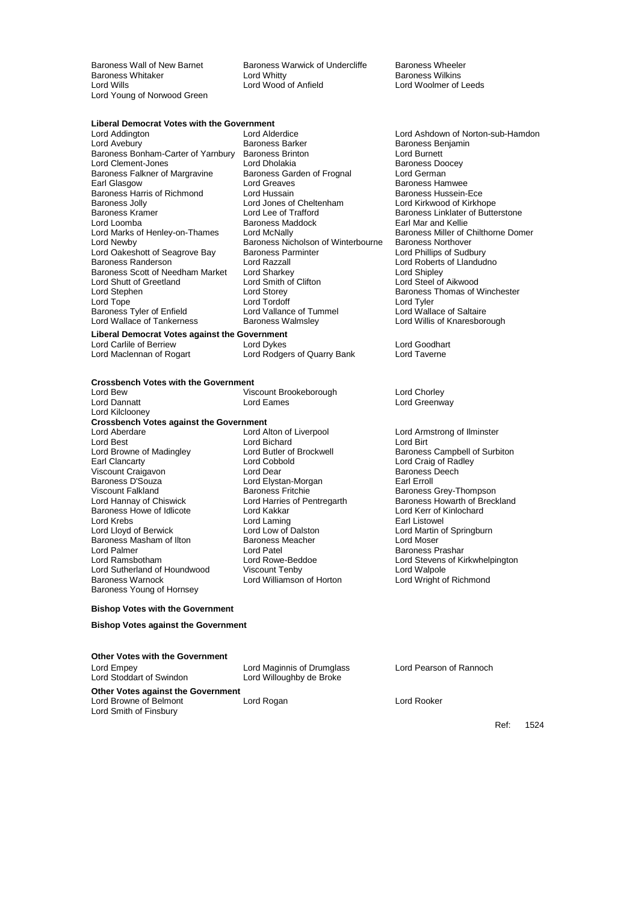Baroness Wall of New Barnet
Baroness Warwick of Undercliffe
Baroness Wheeler
Baroness Whitaker
Lord Whitty
Baroness Wilkins
Lord Wills
Lord Wood of Anfield
Lord Woolmer of Leeds
Lord Young of Norwood Green

**Liberal Democrat Votes with the Government**

Lord Addington
Lord Alderdice
Lord Ashdown of Norton-sub-Hamdon
Lord Avebury
Baroness Barker
Baroness Benjamin
Baroness Bonham-Carter of Yarnbury
Baroness Brinton
Lord Burnett
Lord Clement-Jones
Lord Dholakia
Baroness Doocey
Baroness Falkner of Margravine
Baroness Garden of Frognal
Lord German
Earl Glasgow
Lord Greaves
Baroness Hamwee
Baroness Harris of Richmond
Lord Hussain
Baroness Hussein-Ece
Baroness Jolly
Lord Jones of Cheltenham
Lord Kirkwood of Kirkhope
Baroness Kramer
Lord Lee of Trafford
Baroness Linklater of Butterstone
Lord Loomba
Baroness Maddock
Earl Mar and Kellie
Lord Marks of Henley-on-Thames
Lord McNally
Baroness Miller of Chilthorne Domer
Lord Newby
Baroness Nicholson of Winterbourne
Baroness Northover
Lord Oakeshott of Seagrove Bay
Baroness Parminter
Lord Phillips of Sudbury
Baroness Randerson
Lord Razzall
Lord Roberts of Llandudno
Baroness Scott of Needham Market
Lord Sharkey
Lord Shipley
Lord Shutt of Greetland
Lord Smith of Clifton
Lord Steel of Aikwood
Lord Stephen
Lord Storey
Baroness Thomas of Winchester
Lord Tope
Lord Tordoff
Lord Tyler
Baroness Tyler of Enfield
Lord Vallance of Tummel
Lord Wallace of Saltaire
Lord Wallace of Tankerness
Baroness Walmsley
Lord Willis of Knaresborough

**Liberal Democrat Votes against the Government**

Lord Carlile of Berriew
Lord Dykes
Lord Goodhart
Lord Maclennan of Rogart
Lord Rodgers of Quarry Bank
Lord Taverne

**Crossbench Votes with the Government**

Lord Bew
Viscount Brookeborough
Lord Chorley
Lord Dannatt
Lord Eames
Lord Greenway
Lord Kilclooney

**Crossbench Votes against the Government**

Lord Aberdare
Lord Alton of Liverpool
Lord Armstrong of Ilminster
Lord Best
Lord Bichard
Lord Birt
Lord Browne of Madingley
Lord Butler of Brockwell
Baroness Campbell of Surbiton
Earl Clancarty
Lord Cobbold
Lord Craig of Radley
Viscount Craigavon
Lord Dear
Baroness Deech
Baroness D'Souza
Lord Elystan-Morgan
Earl Erroll
Viscount Falkland
Baroness Fritchie
Baroness Grey-Thompson
Lord Hannay of Chiswick
Lord Harries of Pentregarth
Baroness Howarth of Breckland
Baroness Howe of Idlicote
Lord Kakkar
Lord Kerr of Kinlochard
Lord Krebs
Lord Laming
Earl Listowel
Lord Lloyd of Berwick
Lord Low of Dalston
Lord Martin of Springburn
Baroness Masham of Ilton
Baroness Meacher
Lord Moser
Lord Palmer
Lord Patel
Baroness Prashar
Lord Ramsbotham
Lord Rowe-Beddoe
Lord Stevens of Kirkwhelpington
Lord Sutherland of Houndwood
Viscount Tenby
Lord Walpole
Baroness Warnock
Lord Williamson of Horton
Lord Wright of Richmond
Baroness Young of Hornsey

**Bishop Votes with the Government**

**Bishop Votes against the Government**

**Other Votes with the Government**

Lord Empey
Lord Maginnis of Drumglass
Lord Pearson of Rannoch
Lord Stoddart of Swindon
Lord Willoughby de Broke

**Other Votes against the Government**

Lord Browne of Belmont
Lord Rogan
Lord Rooker
Lord Smith of Finsbury

Ref: 1524